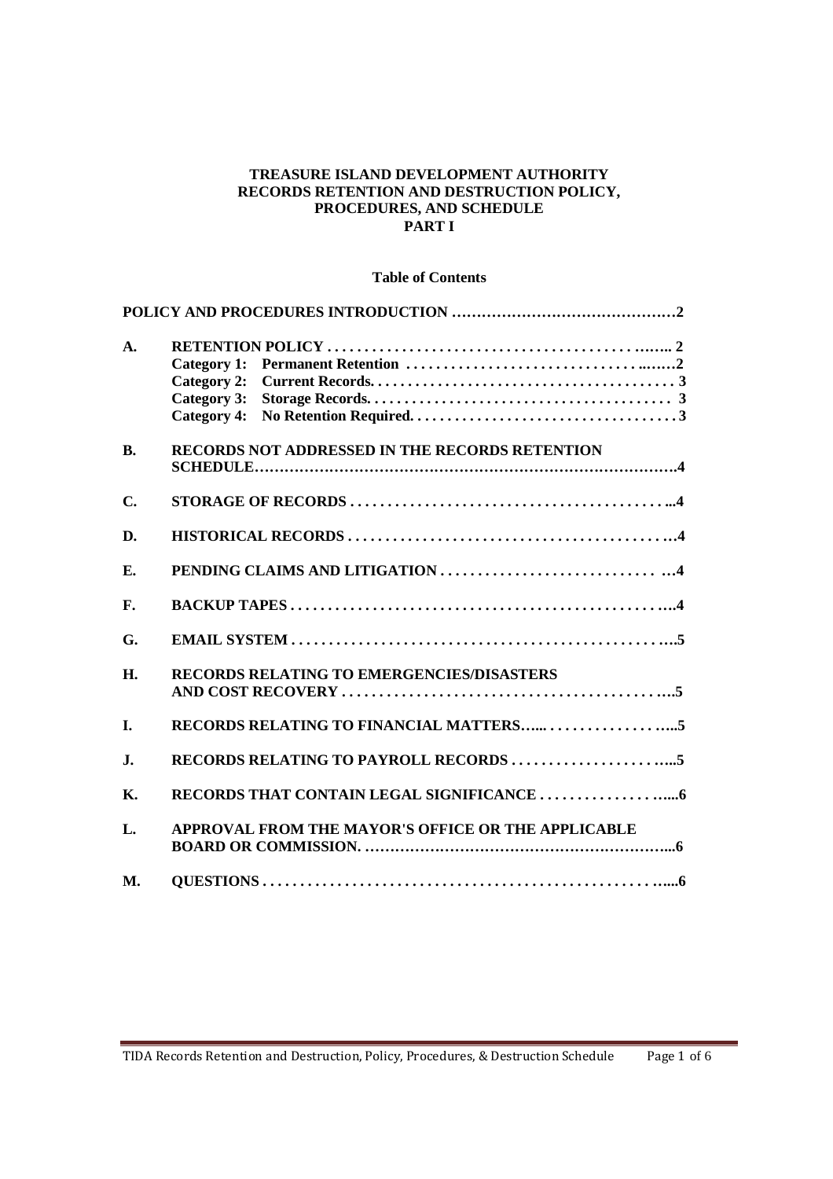# TREASURE ISLAND DEVELOPMENT AUTHORITY
# RECORDS RETENTION AND DESTRUCTION POLICY, PROCEDURES, AND SCHEDULE
# PART I

## Table of Contents

**POLICY AND PROCEDURES INTRODUCTION ……………………………………2**

| | | |
|---|---|---|
| **A.** | **RETENTION POLICY . . . . . . . . . . . . . . . . . . . . . . . . . . . . . . . . . . . . . . . . .….... 2** | |
| | **Category 1: Permanent Retention . . . . . . . . . . . . . . . . . . . . . . . . . . . . . . . ....….2** | |
| | **Category 2: Current Records. . . . . . . . . . . . . . . . . . . . . . . . . . . . . . . . . . . . . . . . 3** | |
| | **Category 3: Storage Records. . . . . . . . . . . . . . . . . . . . . . . . . . . . . . . . . . . . . . . . 3** | |
| | **Category 4: No Retention Required. . . . . . . . . . . . . . . . . . . . . . . . . . . . . . . . . . . 3** | |
| **B.** | **RECORDS NOT ADDRESSED IN THE RECORDS RETENTION SCHEDULE……………………………………………………………………………4** | |
| **C.** | **STORAGE OF RECORDS . . . . . . . . . . . . . . . . . . . . . . . . . . . . . . . . . . . . . . . . . ...4** | |
| **D.** | **HISTORICAL RECORDS . . . . . . . . . . . . . . . . . . . . . . . . . . . . . . . . . . . . . . . . . .4** | |
| **E.** | **PENDING CLAIMS AND LITIGATION . . . . . . . . . . . . . . . . . . . . . . . . . . . . . …4** | |
| **F.** | **BACKUP TAPES . . . . . . . . . . . . . . . . . . . . . . . . . . . . . . . . . . . . . . . . . . . . . . . ...4** | |
| **G.** | **EMAIL SYSTEM . . . . . . . . . . . . . . . . . . . . . . . . . . . . . . . . . . . . . . . . . . . . . . . ...5** | |
| **H.** | **RECORDS RELATING TO EMERGENCIES/DISASTERS AND COST RECOVERY . . . . . . . . . . . . . . . . . . . . . . . . . . . . . . . . . . . . . . . . . ...5** | |
| **I.** | **RECORDS RELATING TO FINANCIAL MATTERS…... . . . . . . . . . . . . . . . . ....5** | |
| **J.** | **RECORDS RELATING TO PAYROLL RECORDS . . . . . . . . . . . . . . . . . . . . . ....5** | |
| **K.** | **RECORDS THAT CONTAIN LEGAL SIGNIFICANCE . . . . . . . . . . . . . . . . ......6** | |
| **L.** | **APPROVAL FROM THE MAYOR'S OFFICE OR THE APPLICABLE BOARD OR COMMISSION. ……………………………………………………...6** | |
| **M.** | **QUESTIONS . . . . . . . . . . . . . . . . . . . . . . . . . . . . . . . . . . . . . . . . . . . . . . . . . . .....6** | |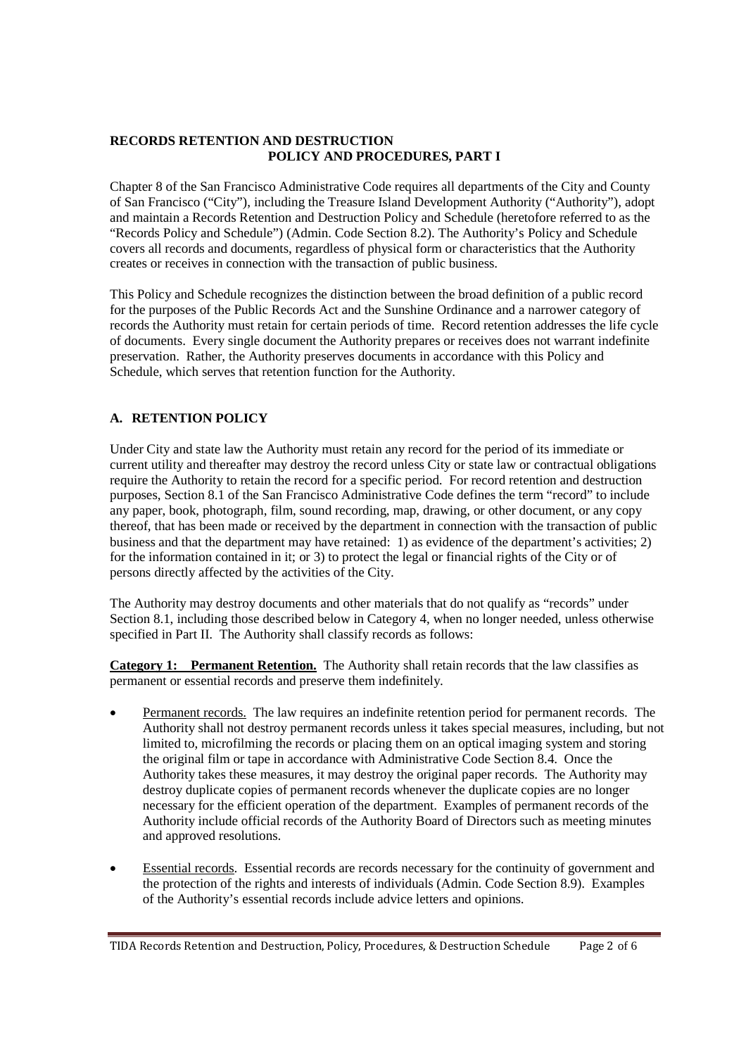**RECORDS RETENTION AND DESTRUCTION**
**POLICY AND PROCEDURES, PART I**

Chapter 8 of the San Francisco Administrative Code requires all departments of the City and County of San Francisco ("City"), including the Treasure Island Development Authority ("Authority"), adopt and maintain a Records Retention and Destruction Policy and Schedule (heretofore referred to as the "Records Policy and Schedule") (Admin. Code Section 8.2). The Authority's Policy and Schedule covers all records and documents, regardless of physical form or characteristics that the Authority creates or receives in connection with the transaction of public business.

This Policy and Schedule recognizes the distinction between the broad definition of a public record for the purposes of the Public Records Act and the Sunshine Ordinance and a narrower category of records the Authority must retain for certain periods of time. Record retention addresses the life cycle of documents. Every single document the Authority prepares or receives does not warrant indefinite preservation. Rather, the Authority preserves documents in accordance with this Policy and Schedule, which serves that retention function for the Authority.

## A. RETENTION POLICY

Under City and state law the Authority must retain any record for the period of its immediate or current utility and thereafter may destroy the record unless City or state law or contractual obligations require the Authority to retain the record for a specific period. For record retention and destruction purposes, Section 8.1 of the San Francisco Administrative Code defines the term "record" to include any paper, book, photograph, film, sound recording, map, drawing, or other document, or any copy thereof, that has been made or received by the department in connection with the transaction of public business and that the department may have retained: 1) as evidence of the department's activities; 2) for the information contained in it; or 3) to protect the legal or financial rights of the City or of persons directly affected by the activities of the City.

The Authority may destroy documents and other materials that do not qualify as "records" under Section 8.1, including those described below in Category 4, when no longer needed, unless otherwise specified in Part II. The Authority shall classify records as follows:

**Category 1: Permanent Retention.** The Authority shall retain records that the law classifies as permanent or essential records and preserve them indefinitely.

- Permanent records. The law requires an indefinite retention period for permanent records. The Authority shall not destroy permanent records unless it takes special measures, including, but not limited to, microfilming the records or placing them on an optical imaging system and storing the original film or tape in accordance with Administrative Code Section 8.4. Once the Authority takes these measures, it may destroy the original paper records. The Authority may destroy duplicate copies of permanent records whenever the duplicate copies are no longer necessary for the efficient operation of the department. Examples of permanent records of the Authority include official records of the Authority Board of Directors such as meeting minutes and approved resolutions.

- Essential records. Essential records are records necessary for the continuity of government and the protection of the rights and interests of individuals (Admin. Code Section 8.9). Examples of the Authority's essential records include advice letters and opinions.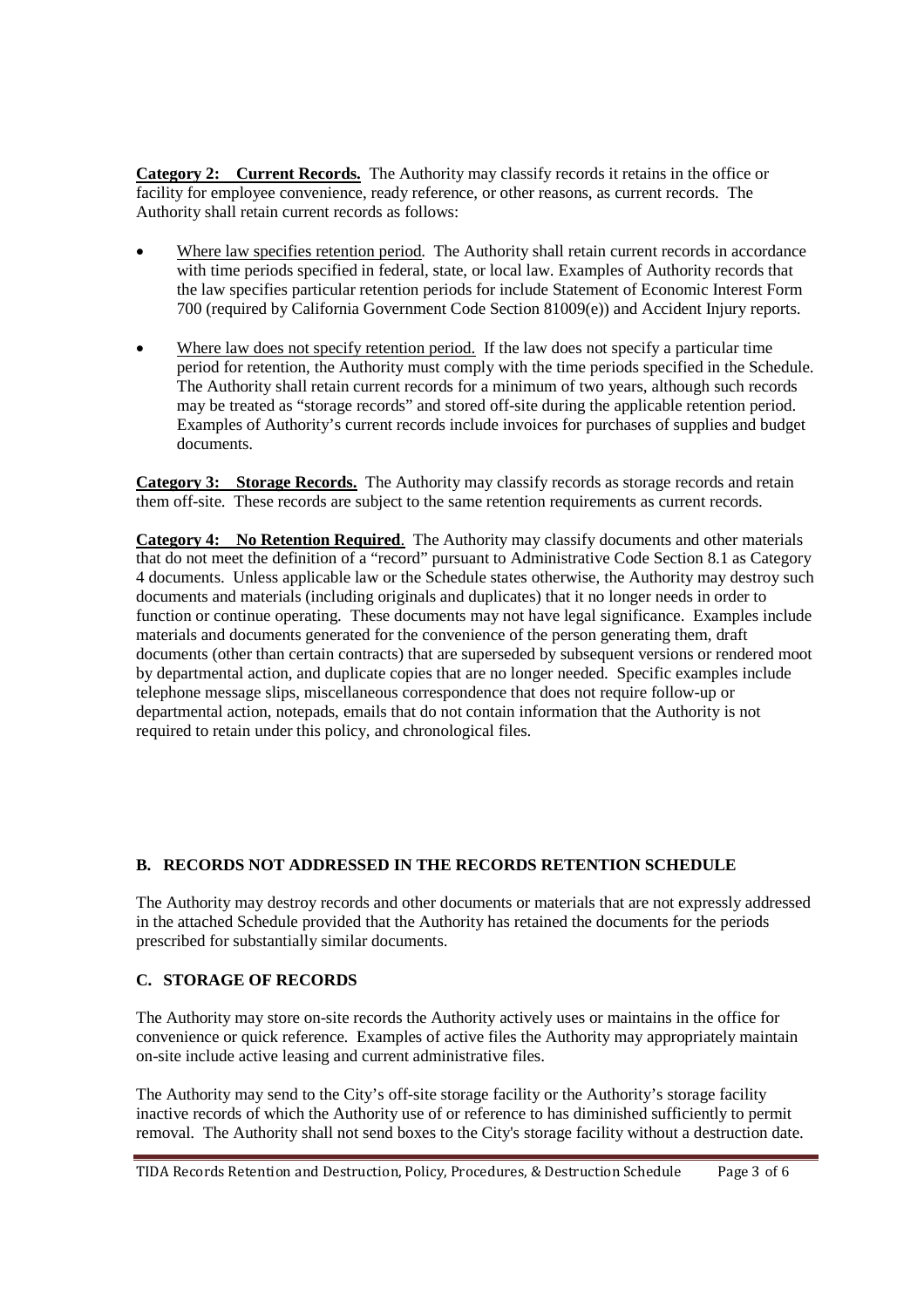**Category 2: Current Records.** The Authority may classify records it retains in the office or facility for employee convenience, ready reference, or other reasons, as current records. The Authority shall retain current records as follows:

- Where law specifies retention period. The Authority shall retain current records in accordance with time periods specified in federal, state, or local law. Examples of Authority records that the law specifies particular retention periods for include Statement of Economic Interest Form 700 (required by California Government Code Section 81009(e)) and Accident Injury reports.

- Where law does not specify retention period. If the law does not specify a particular time period for retention, the Authority must comply with the time periods specified in the Schedule. The Authority shall retain current records for a minimum of two years, although such records may be treated as "storage records" and stored off-site during the applicable retention period. Examples of Authority's current records include invoices for purchases of supplies and budget documents.

**Category 3: Storage Records.** The Authority may classify records as storage records and retain them off-site. These records are subject to the same retention requirements as current records.

**Category 4: No Retention Required**. The Authority may classify documents and other materials that do not meet the definition of a "record" pursuant to Administrative Code Section 8.1 as Category 4 documents. Unless applicable law or the Schedule states otherwise, the Authority may destroy such documents and materials (including originals and duplicates) that it no longer needs in order to function or continue operating. These documents may not have legal significance. Examples include materials and documents generated for the convenience of the person generating them, draft documents (other than certain contracts) that are superseded by subsequent versions or rendered moot by departmental action, and duplicate copies that are no longer needed. Specific examples include telephone message slips, miscellaneous correspondence that does not require follow-up or departmental action, notepads, emails that do not contain information that the Authority is not required to retain under this policy, and chronological files.

## B. RECORDS NOT ADDRESSED IN THE RECORDS RETENTION SCHEDULE

The Authority may destroy records and other documents or materials that are not expressly addressed in the attached Schedule provided that the Authority has retained the documents for the periods prescribed for substantially similar documents.

## C. STORAGE OF RECORDS

The Authority may store on-site records the Authority actively uses or maintains in the office for convenience or quick reference. Examples of active files the Authority may appropriately maintain on-site include active leasing and current administrative files.

The Authority may send to the City's off-site storage facility or the Authority's storage facility inactive records of which the Authority use of or reference to has diminished sufficiently to permit removal. The Authority shall not send boxes to the City's storage facility without a destruction date.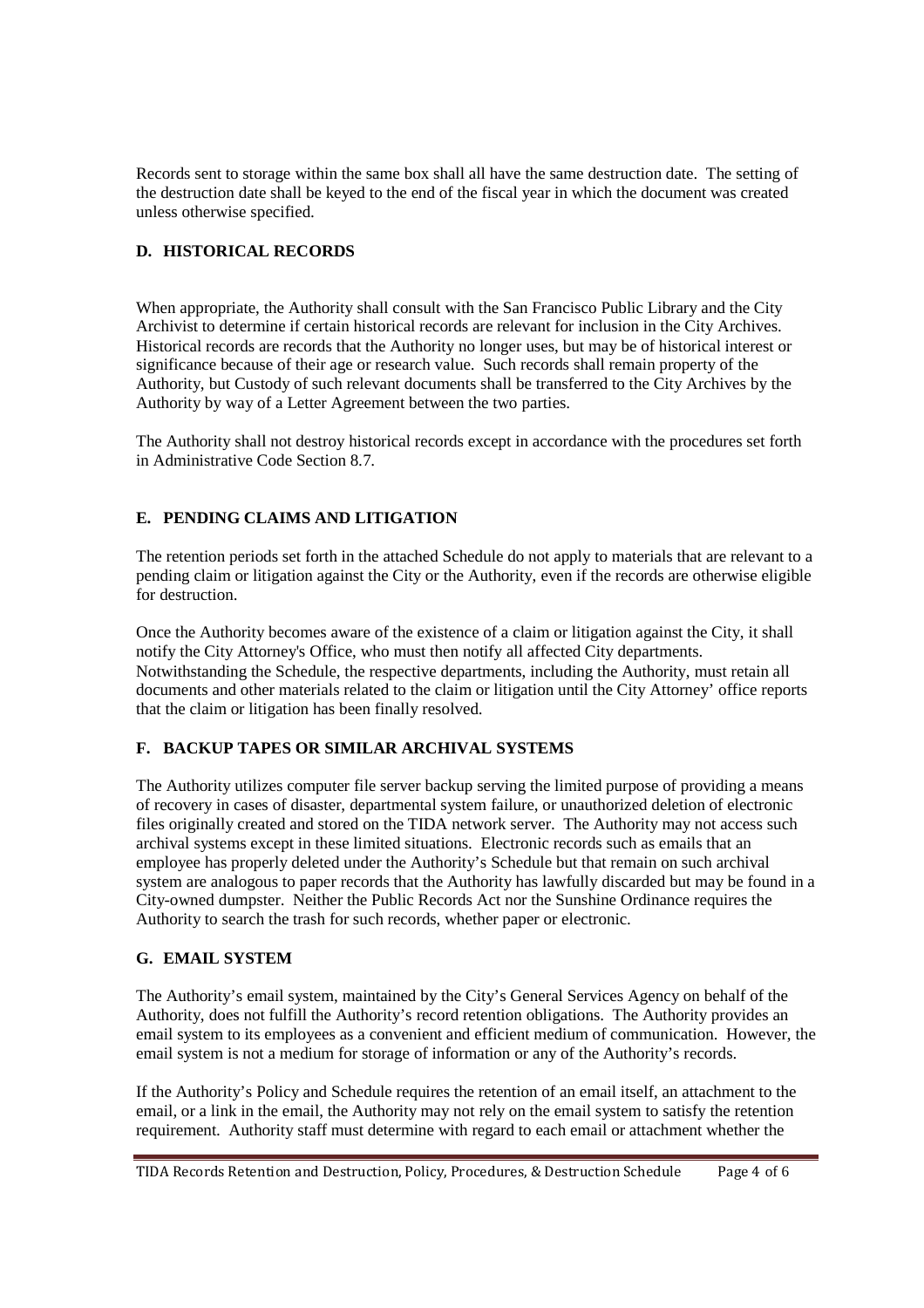Records sent to storage within the same box shall all have the same destruction date. The setting of the destruction date shall be keyed to the end of the fiscal year in which the document was created unless otherwise specified.

## D. HISTORICAL RECORDS

When appropriate, the Authority shall consult with the San Francisco Public Library and the City Archivist to determine if certain historical records are relevant for inclusion in the City Archives. Historical records are records that the Authority no longer uses, but may be of historical interest or significance because of their age or research value. Such records shall remain property of the Authority, but Custody of such relevant documents shall be transferred to the City Archives by the Authority by way of a Letter Agreement between the two parties.

The Authority shall not destroy historical records except in accordance with the procedures set forth in Administrative Code Section 8.7.

## E. PENDING CLAIMS AND LITIGATION

The retention periods set forth in the attached Schedule do not apply to materials that are relevant to a pending claim or litigation against the City or the Authority, even if the records are otherwise eligible for destruction.

Once the Authority becomes aware of the existence of a claim or litigation against the City, it shall notify the City Attorney's Office, who must then notify all affected City departments. Notwithstanding the Schedule, the respective departments, including the Authority, must retain all documents and other materials related to the claim or litigation until the City Attorney' office reports that the claim or litigation has been finally resolved.

## F. BACKUP TAPES OR SIMILAR ARCHIVAL SYSTEMS

The Authority utilizes computer file server backup serving the limited purpose of providing a means of recovery in cases of disaster, departmental system failure, or unauthorized deletion of electronic files originally created and stored on the TIDA network server. The Authority may not access such archival systems except in these limited situations. Electronic records such as emails that an employee has properly deleted under the Authority's Schedule but that remain on such archival system are analogous to paper records that the Authority has lawfully discarded but may be found in a City-owned dumpster. Neither the Public Records Act nor the Sunshine Ordinance requires the Authority to search the trash for such records, whether paper or electronic.

## G. EMAIL SYSTEM

The Authority's email system, maintained by the City's General Services Agency on behalf of the Authority, does not fulfill the Authority's record retention obligations. The Authority provides an email system to its employees as a convenient and efficient medium of communication. However, the email system is not a medium for storage of information or any of the Authority's records.

If the Authority's Policy and Schedule requires the retention of an email itself, an attachment to the email, or a link in the email, the Authority may not rely on the email system to satisfy the retention requirement. Authority staff must determine with regard to each email or attachment whether the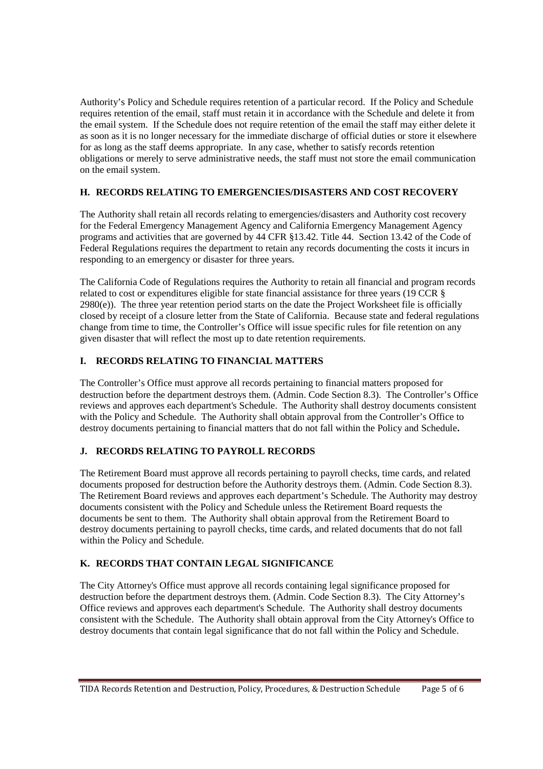Authority's Policy and Schedule requires retention of a particular record. If the Policy and Schedule requires retention of the email, staff must retain it in accordance with the Schedule and delete it from the email system. If the Schedule does not require retention of the email the staff may either delete it as soon as it is no longer necessary for the immediate discharge of official duties or store it elsewhere for as long as the staff deems appropriate. In any case, whether to satisfy records retention obligations or merely to serve administrative needs, the staff must not store the email communication on the email system.

### H. RECORDS RELATING TO EMERGENCIES/DISASTERS AND COST RECOVERY

The Authority shall retain all records relating to emergencies/disasters and Authority cost recovery for the Federal Emergency Management Agency and California Emergency Management Agency programs and activities that are governed by 44 CFR §13.42. Title 44. Section 13.42 of the Code of Federal Regulations requires the department to retain any records documenting the costs it incurs in responding to an emergency or disaster for three years.

The California Code of Regulations requires the Authority to retain all financial and program records related to cost or expenditures eligible for state financial assistance for three years (19 CCR § 2980(e)). The three year retention period starts on the date the Project Worksheet file is officially closed by receipt of a closure letter from the State of California. Because state and federal regulations change from time to time, the Controller's Office will issue specific rules for file retention on any given disaster that will reflect the most up to date retention requirements.

### I. RECORDS RELATING TO FINANCIAL MATTERS

The Controller's Office must approve all records pertaining to financial matters proposed for destruction before the department destroys them. (Admin. Code Section 8.3). The Controller's Office reviews and approves each department's Schedule. The Authority shall destroy documents consistent with the Policy and Schedule. The Authority shall obtain approval from the Controller's Office to destroy documents pertaining to financial matters that do not fall within the Policy and Schedule.

### J. RECORDS RELATING TO PAYROLL RECORDS

The Retirement Board must approve all records pertaining to payroll checks, time cards, and related documents proposed for destruction before the Authority destroys them. (Admin. Code Section 8.3). The Retirement Board reviews and approves each department's Schedule. The Authority may destroy documents consistent with the Policy and Schedule unless the Retirement Board requests the documents be sent to them. The Authority shall obtain approval from the Retirement Board to destroy documents pertaining to payroll checks, time cards, and related documents that do not fall within the Policy and Schedule.

### K. RECORDS THAT CONTAIN LEGAL SIGNIFICANCE

The City Attorney's Office must approve all records containing legal significance proposed for destruction before the department destroys them. (Admin. Code Section 8.3). The City Attorney's Office reviews and approves each department's Schedule. The Authority shall destroy documents consistent with the Schedule. The Authority shall obtain approval from the City Attorney's Office to destroy documents that contain legal significance that do not fall within the Policy and Schedule.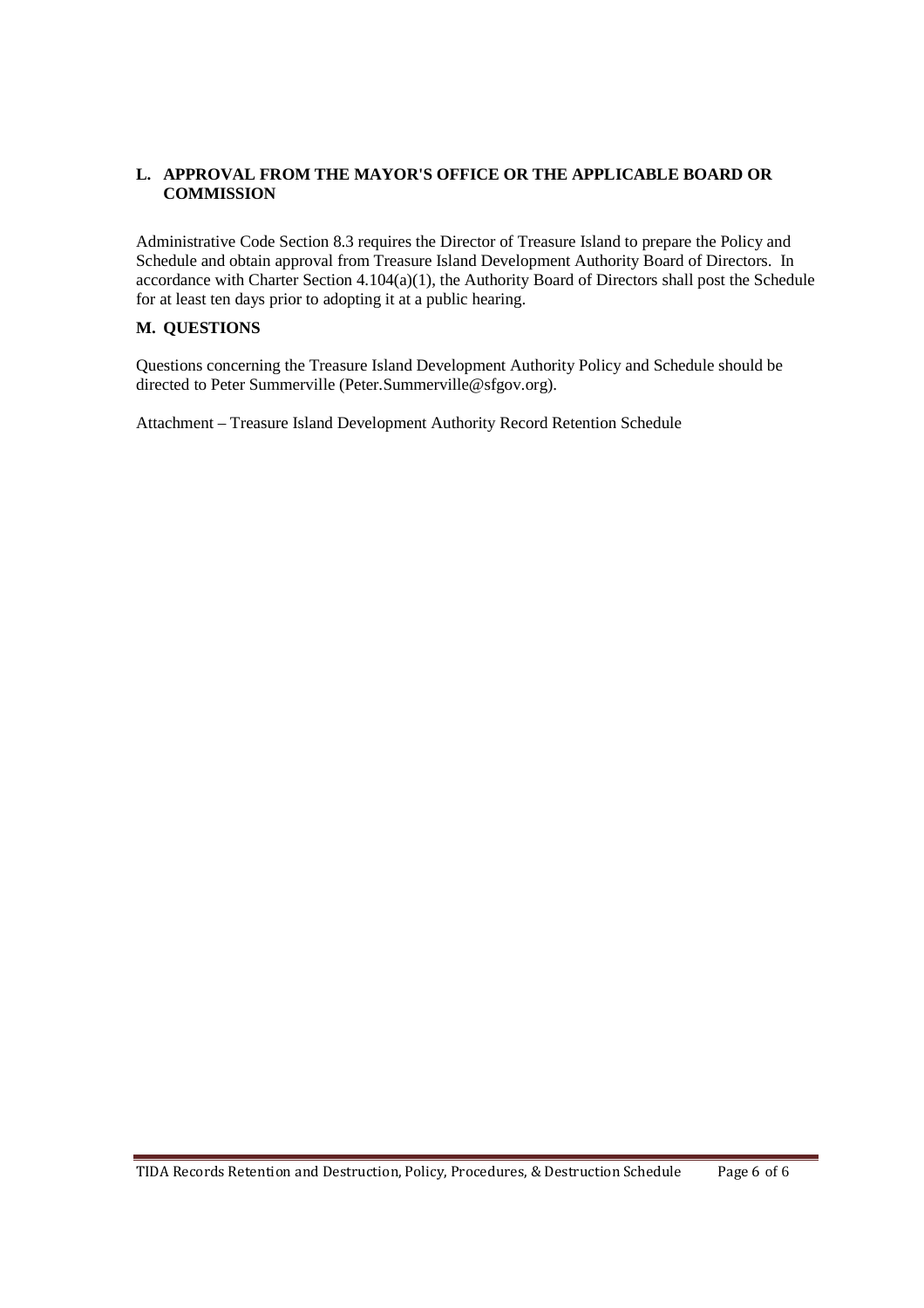## L. APPROVAL FROM THE MAYOR'S OFFICE OR THE APPLICABLE BOARD OR COMMISSION

Administrative Code Section 8.3 requires the Director of Treasure Island to prepare the Policy and Schedule and obtain approval from Treasure Island Development Authority Board of Directors. In accordance with Charter Section 4.104(a)(1), the Authority Board of Directors shall post the Schedule for at least ten days prior to adopting it at a public hearing.

## M. QUESTIONS

Questions concerning the Treasure Island Development Authority Policy and Schedule should be directed to Peter Summerville (Peter.Summerville@sfgov.org).

Attachment – Treasure Island Development Authority Record Retention Schedule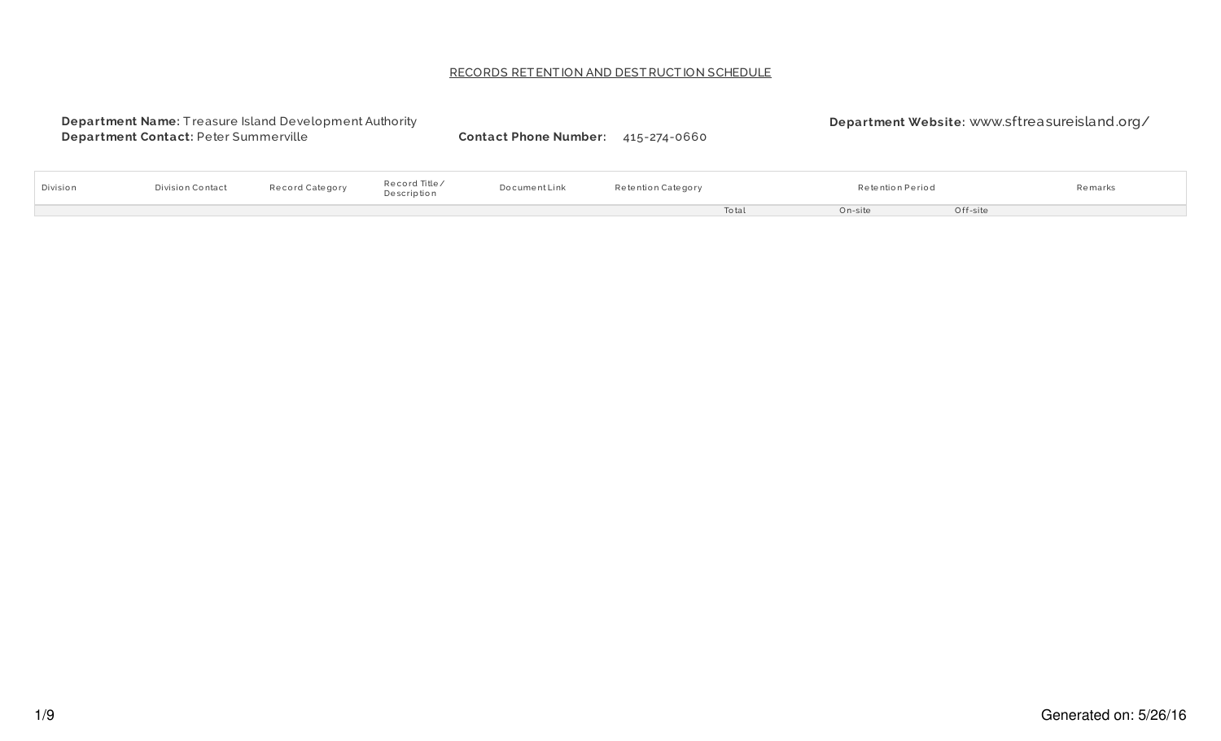RECORDS RETENTION AND DESTRUCTION SCHEDULE

**Department Name:** Treasure Island Development Authority
**Department Contact:** Peter Summerville
**Contact Phone Number:** 415-274-0660
**Department Website:** www.sftreasureisland.org/

| Division | Division Contact | Record Category | Record Title / Description | Document Link | Retention Category | Retention Period | | | Remarks |
|---|---|---|---|---|---|---|---|---|---|
| | | | | | | Total | On-site | Off-site | |

Generated on: 5/26/16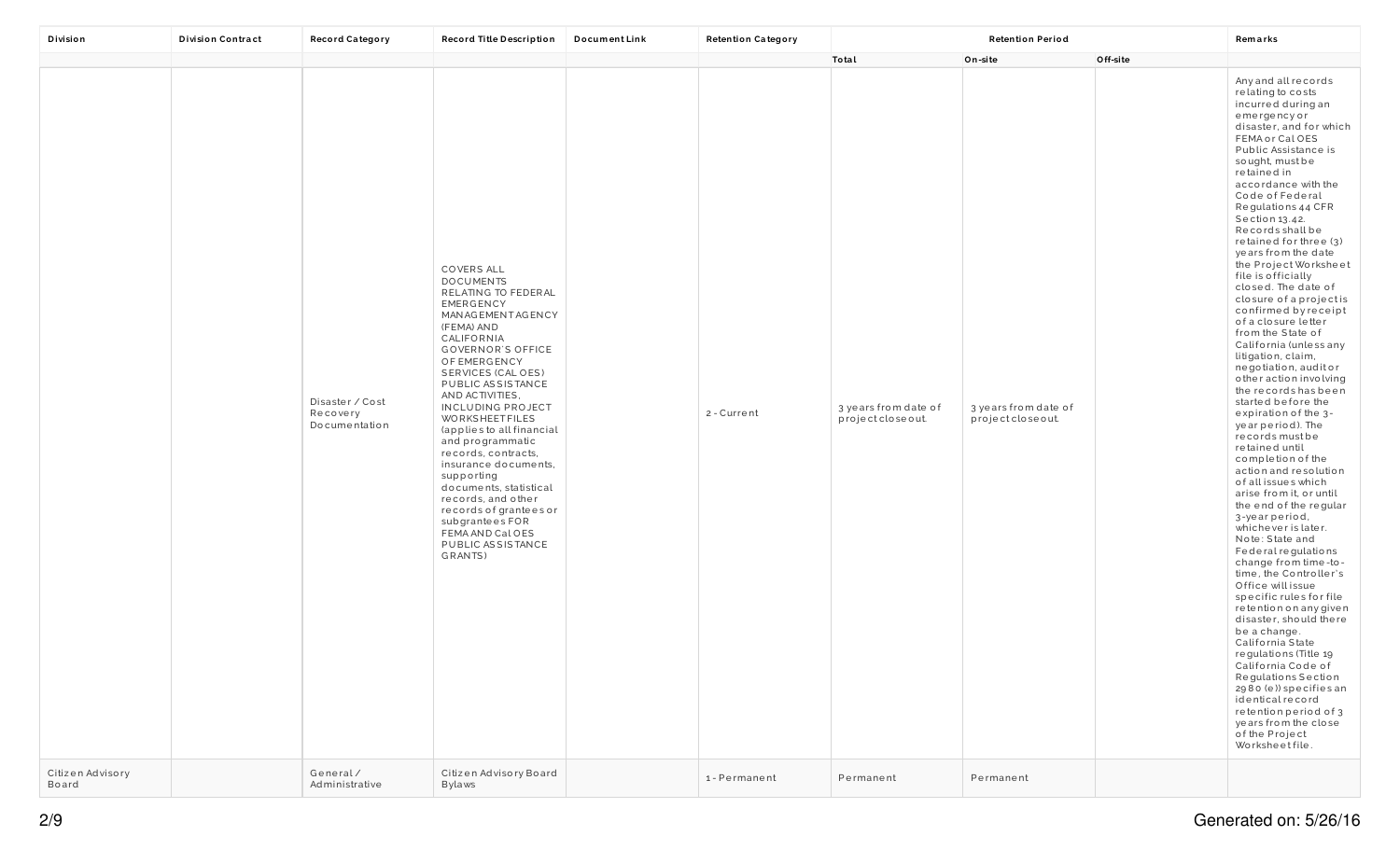| Division | Division Contract | Record Category | Record Title Description | Document Link | Retention Category | Retention Period | | | Remarks |
|---|---|---|---|---|---|---|---|---|---|
| | | | | | | Total | On-site | Off-site | |
| | | Disaster / Cost Recovery Documentation | COVERS ALL DOCUMENTS RELATING TO FEDERAL EMERGENCY MANAGEMENT AGENCY (FEMA) AND CALIFORNIA GOVERNOR'S OFFICE OF EMERGENCY SERVICES (CAL OES) PUBLIC ASSISTANCE AND ACTIVITIES, INCLUDING PROJECT WORKSHEET FILES (applies to all financial and programmatic records, contracts, insurance documents, supporting documents, statistical records, and other records of grantees or subgrantees FOR FEMA AND Cal OES PUBLIC ASSISTANCE GRANTS) | | 2 - Current | 3 years from date of project closeout. | 3 years from date of project closeout. | | Any and all records relating to costs incurred during an emergency or disaster, and for which FEMA or Cal OES Public Assistance is sought, must be retained in accordance with the Code of Federal Regulations 44 CFR Section 13.42. Records shall be retained for three (3) years from the date the Project Worksheet file is officially closed. The date of closure of a project is confirmed by receipt of a closure letter from the State of California (unless any litigation, claim, negotiation, audit or other action involving the records has been started before the expiration of the 3-year period). The records must be retained until completion of the action and resolution of all issues which arise from it, or until the end of the regular 3-year period, whichever is later. Note: State and Federal regulations change from time-to-time, the Controller's Office will issue specific rules for file retention on any given disaster, should there be a change. California State regulations (Title 19 California Code of Regulations Section 2980 (e)) specifies an identical record retention period of 3 years from the close of the Project Worksheet file. |
| Citizen Advisory Board | | General / Administrative | Citizen Advisory Board Bylaws | | 1 - Permanent | Permanent | Permanent | | |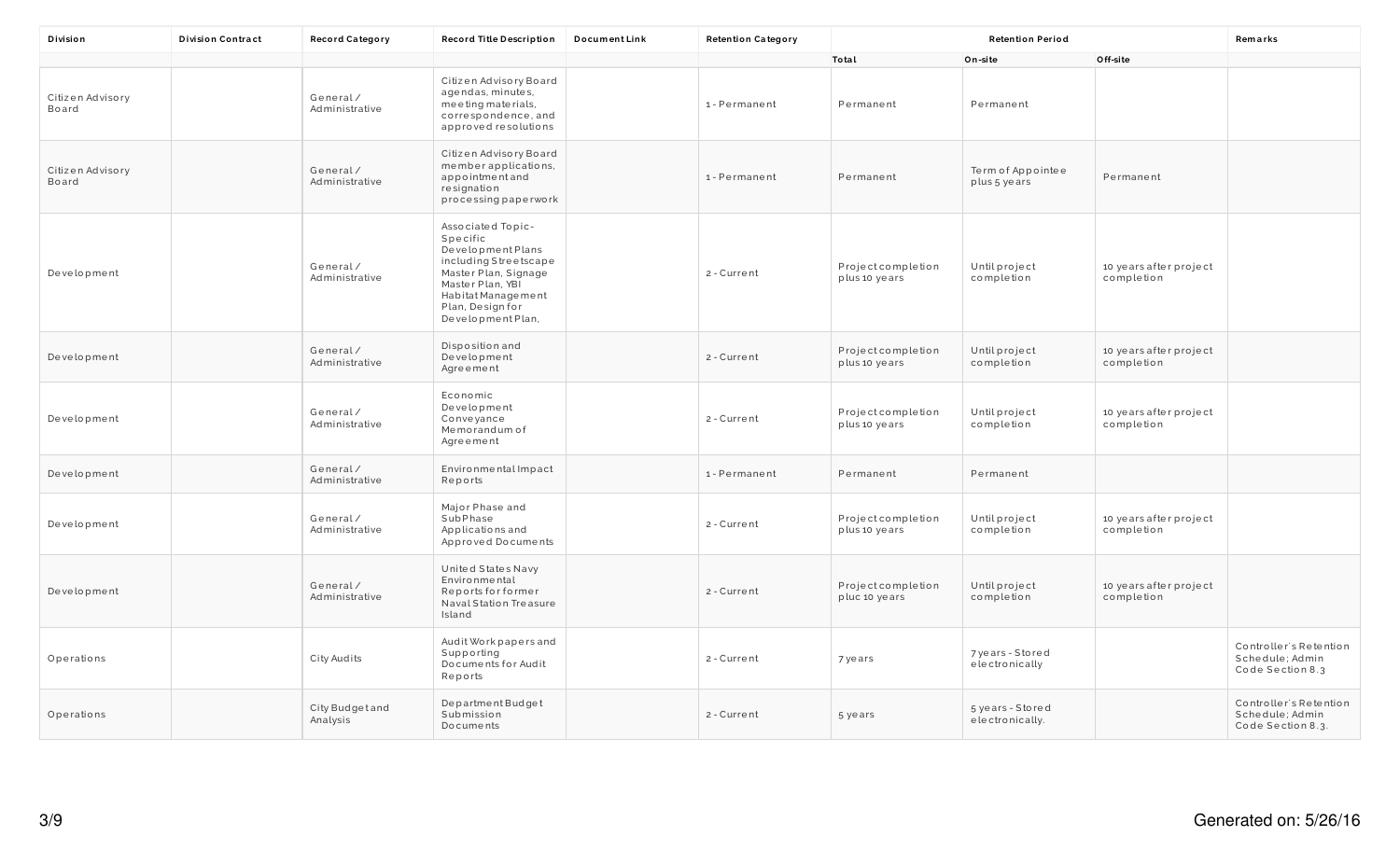| Division | Division Contract | Record Category | Record Title Description | Document Link | Retention Category | Retention Period | | | Remarks |
|---|---|---|---|---|---|---|---|---|---|
| | | | | | | Total | On-site | Off-site | |
| Citizen Advisory Board | | General / Administrative | Citizen Advisory Board agendas, minutes, meeting materials, correspondence, and approved resolutions | | 1 - Permanent | Permanent | Permanent | | |
| Citizen Advisory Board | | General / Administrative | Citizen Advisory Board member applications, appointment and resignation processing paperwork | | 1 - Permanent | Permanent | Term of Appointee plus 5 years | Permanent | |
| Development | | General / Administrative | Associated Topic-Specific Development Plans including Streetscape Master Plan, Signage Master Plan, YBI Habitat Management Plan, Design for Development Plan, | | 2 - Current | Project completion plus 10 years | Until project completion | 10 years after project completion | |
| Development | | General / Administrative | Disposition and Development Agreement | | 2 - Current | Project completion plus 10 years | Until project completion | 10 years after project completion | |
| Development | | General / Administrative | Economic Development Conveyance Memorandum of Agreement | | 2 - Current | Project completion plus 10 years | Until project completion | 10 years after project completion | |
| Development | | General / Administrative | Environmental Impact Reports | | 1 - Permanent | Permanent | Permanent | | |
| Development | | General / Administrative | Major Phase and SubPhase Applications and Approved Documents | | 2 - Current | Project completion plus 10 years | Until project completion | 10 years after project completion | |
| Development | | General / Administrative | United States Navy Environmental Reports for former Naval Station Treasure Island | | 2 - Current | Project completion pluc 10 years | Until project completion | 10 years after project completion | |
| Operations | | City Audits | Audit Workpapers and Supporting Documents for Audit Reports | | 2 - Current | 7 years | 7 years - Stored electronically | | Controller's Retention Schedule; Admin Code Section 8.3 |
| Operations | | City Budget and Analysis | Department Budget Submission Documents | | 2 - Current | 5 years | 5 years - Stored electronically. | | Controller's Retention Schedule; Admin Code Section 8.3. |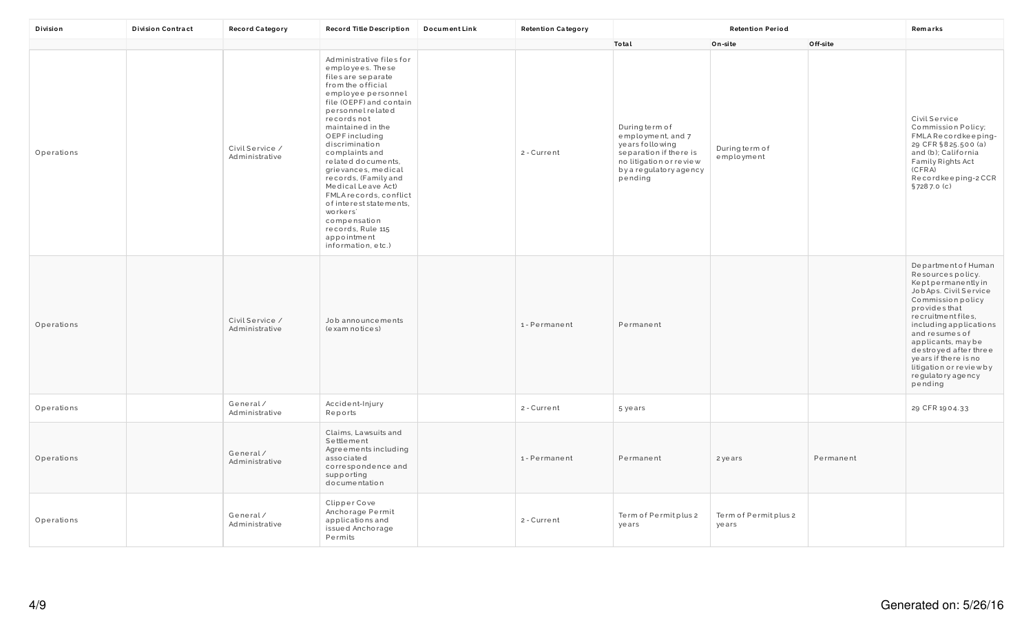| Division | Division Contract | Record Category | Record Title Description | Document Link | Retention Category | Retention Period | | | Remarks |
|---|---|---|---|---|---|---|---|---|---|
| | | | | | | Total | On-site | Off-site | |
| Operations | | Civil Service / Administrative | Administrative files for employees. These files are separate from the official employee personnel file (OEPF) and contain personnel related records not maintained in the OEPF including discrimination complaints and related documents, grievances, medical records, (Family and Medical Leave Act) FMLA records, conflict of interest statements, workers' compensation records, Rule 115 appointment information, etc.) | | 2 - Current | During term of employment, and 7 years following separation if there is no litigation or review by a regulatory agency pending | During term of employment | | Civil Service Commission Policy; FMLA Recordkeeping-29 CFR §825.500 (a) and (b); California Family Rights Act (CFRA) Recordkeeping-2 CCR §7287.0 (c) |
| Operations | | Civil Service / Administrative | Job announcements (exam notices) | | 1 - Permanent | Permanent | | | Department of Human Resources policy. Kept permanently in JobAps. Civil Service Commission policy provides that recruitment files, including applications and resumes of applicants, may be destroyed after three years if there is no litigation or review by regulatory agency pending |
| Operations | | General / Administrative | Accident-Injury Reports | | 2 - Current | 5 years | | | 29 CFR 1904.33 |
| Operations | | General / Administrative | Claims, Lawsuits and Settlement Agreements including associated correspondence and supporting documentation | | 1 - Permanent | Permanent | 2 years | Permanent | |
| Operations | | General / Administrative | Clipper Cove Anchorage Permit applications and issued Anchorage Permits | | 2 - Current | Term of Permit plus 2 years | Term of Permit plus 2 years | | |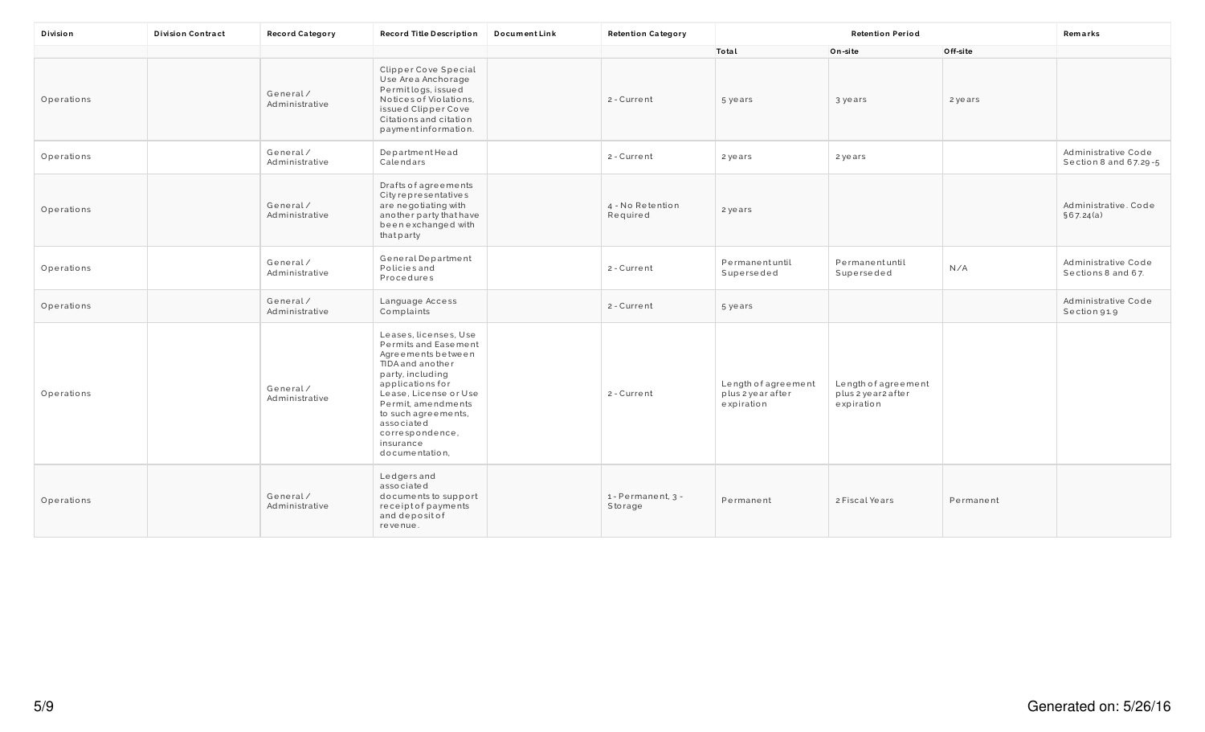| Division | Division Contract | Record Category | Record Title Description | Document Link | Retention Category | Retention Period | | | Remarks |
|---|---|---|---|---|---|---|---|---|---|
| | | | | | | Total | On-site | Off-site | |
| Operations | | General / Administrative | Clipper Cove Special Use Area Anchorage Permit logs, issued Notices of Violations, issued Clipper Cove Citations and citation payment information. | | 2 - Current | 5 years | 3 years | 2 years | |
| Operations | | General / Administrative | Department Head Calendars | | 2 - Current | 2 years | 2 years | | Administrative Code Section 8 and 67.29-5 |
| Operations | | General / Administrative | Drafts of agreements City representatives are negotiating with another party that have been exchanged with that party | | 4 - No Retention Required | 2 years | | | Administrative. Code §67.24(a) |
| Operations | | General / Administrative | General Department Policies and Procedures | | 2 - Current | Permanent until Superseded | Permanent until Superseded | N/A | Administrative Code Sections 8 and 67. |
| Operations | | General / Administrative | Language Access Complaints | | 2 - Current | 5 years | | | Administrative Code Section 91.9 |
| Operations | | General / Administrative | Leases, licenses, Use Permits and Easement Agreements between TIDA and another party, including applications for Lease, License or Use Permit, amendments to such agreements, associated correspondence, insurance documentation, | | 2 - Current | Length of agreement plus 2 year after expiration | Length of agreement plus 2 year2 after expiration | | |
| Operations | | General / Administrative | Ledgers and associated documents to support receipt of payments and deposit of revenue. | | 1 - Permanent, 3 - Storage | Permanent | 2 Fiscal Years | Permanent | |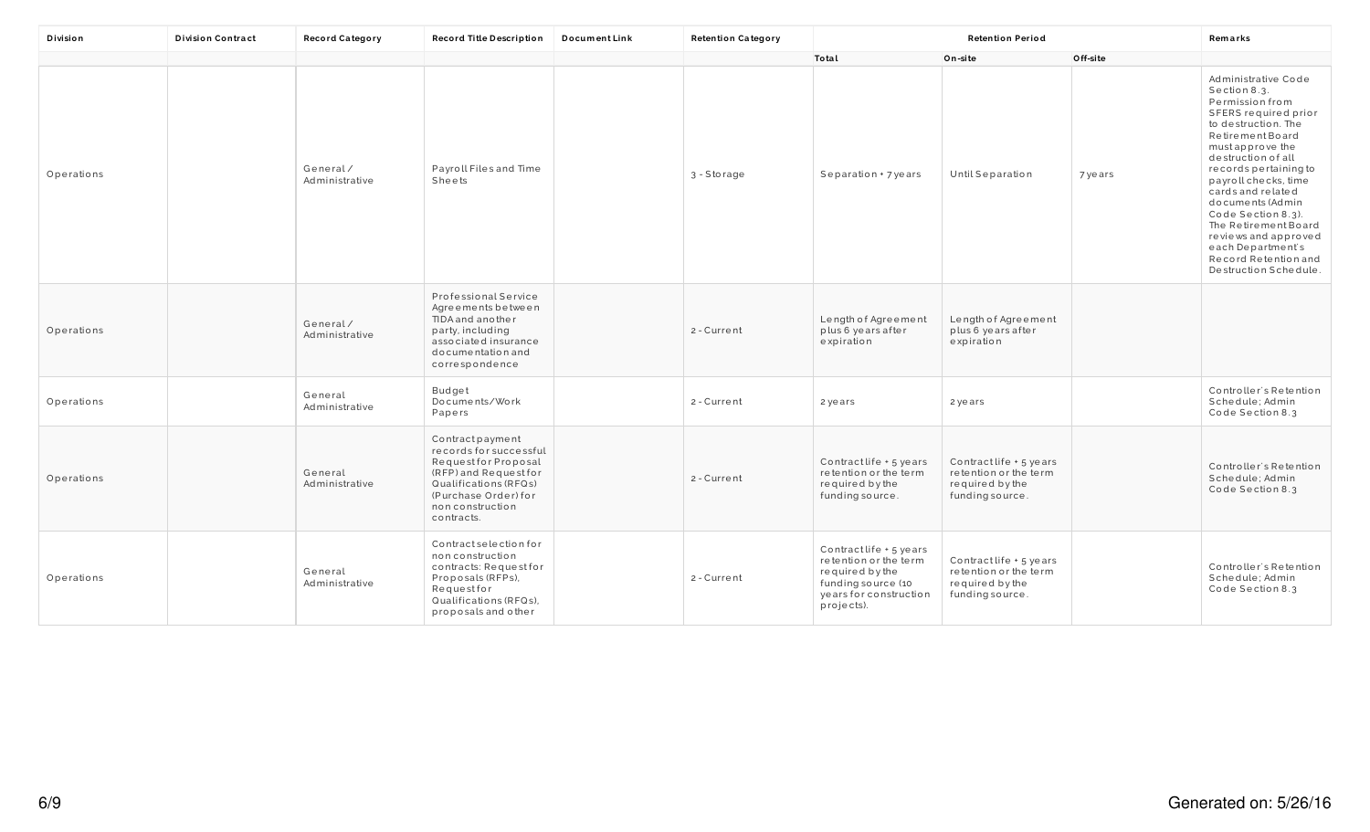| Division | Division Contract | Record Category | Record Title Description | Document Link | Retention Category | Retention Period | | | Remarks |
|---|---|---|---|---|---|---|---|---|---|
| | | | | | | Total | On-site | Off-site | |
| Operations | | General / Administrative | Payroll Files and Time Sheets | | 3 - Storage | Separation + 7 years | Until Separation | 7 years | Administrative Code Section 8.3. Permission from SFERS required prior to destruction. The Retirement Board must approve the destruction of all records pertaining to payroll checks, time cards and related documents (Admin Code Section 8.3). The Retirement Board reviews and approved each Department's Record Retention and Destruction Schedule. |
| Operations | | General / Administrative | Professional Service Agreements between TIDA and another party, including associated insurance documentation and correspondence | | 2 - Current | Length of Agreement plus 6 years after expiration | Length of Agreement plus 6 years after expiration | | |
| Operations | | General Administrative | Budget Documents/Work Papers | | 2 - Current | 2 years | 2 years | | Controller's Retention Schedule; Admin Code Section 8.3 |
| Operations | | General Administrative | Contract payment records for successful Request for Proposal (RFP) and Request for Qualifications (RFQs) (Purchase Order) for non construction contracts. | | 2 - Current | Contract life + 5 years retention or the term required by the funding source. | Contract life + 5 years retention or the term required by the funding source. | | Controller's Retention Schedule; Admin Code Section 8.3 |
| Operations | | General Administrative | Contract selection for non construction contracts: Request for Proposals (RFPs), Request for Qualifications (RFQs), proposals and other | | 2 - Current | Contract life + 5 years retention or the term required by the funding source (10 years for construction projects). | Contract life + 5 years retention or the term required by the funding source. | | Controller's Retention Schedule; Admin Code Section 8.3 |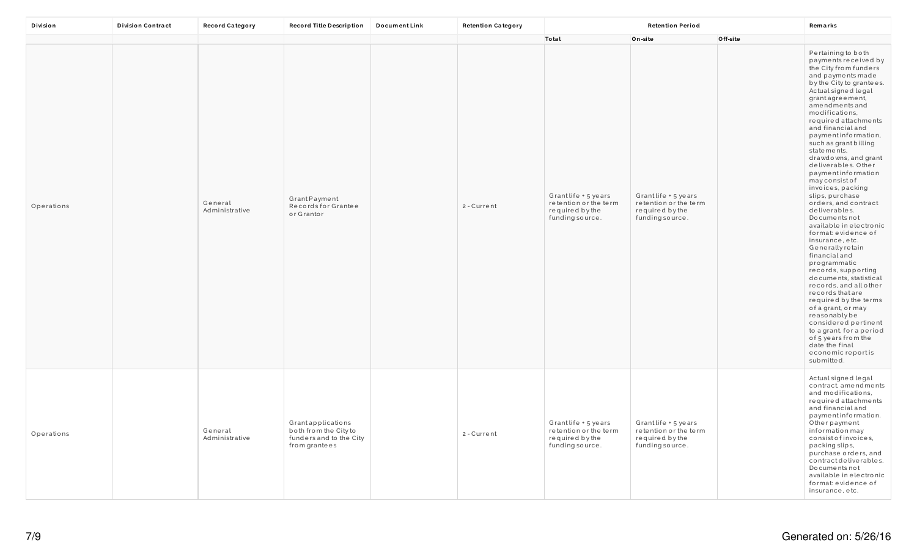| Division | Division Contract | Record Category | Record Title Description | Document Link | Retention Category | Retention Period | | | Remarks |
|---|---|---|---|---|---|---|---|---|---|
| | | | | | | Total | On-site | Off-site | |
| Operations | | General Administrative | Grant Payment Records for Grantee or Grantor | | 2 - Current | Grant life + 5 years retention or the term required by the funding source. | Grant life + 5 years retention or the term required by the funding source. | | Pertaining to both payments received by the City from funders and payments made by the City to grantees. Actual signed legal grant agreement, amendments and modifications, required attachments and financial and payment information, such as grant billing statements, drawdowns, and grant deliverables. Other payment information may consist of invoices, packing slips, purchase orders, and contract deliverables. Documents not available in electronic format: evidence of insurance, etc. Generally retain financial and programmatic records, supporting documents, statistical records, and all other records that are required by the terms of a grant, or may reasonably be considered pertinent to a grant, for a period of 5 years from the date the final economic report is submitted. |
| Operations | | General Administrative | Grant applications both from the City to funders and to the City from grantees | | 2 - Current | Grant life + 5 years retention or the term required by the funding source. | Grant life + 5 years retention or the term required by the funding source. | | Actual signed legal contract, amendments and modifications, required attachments and financial and payment information. Other payment information may consist of invoices, packing slips, purchase orders, and contract deliverables. Documents not available in electronic format: evidence of insurance, etc. |

Generated on: 5/26/16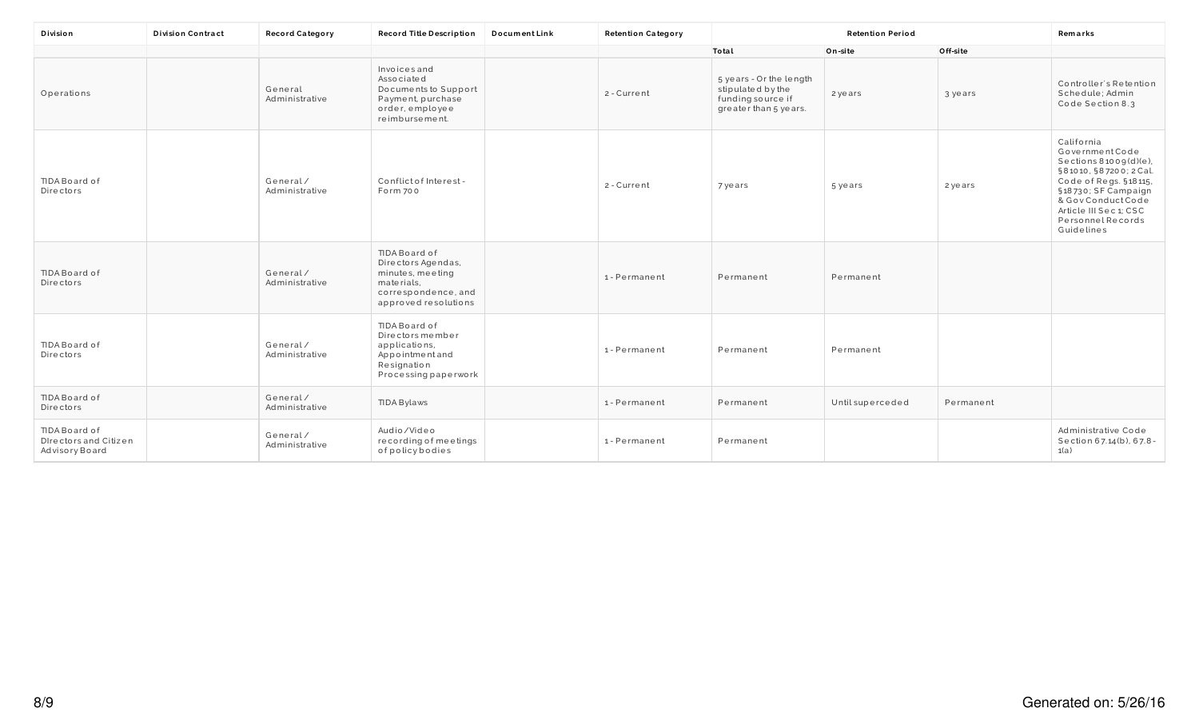| Division | Division Contract | Record Category | Record Title Description | Document Link | Retention Category | Retention Period | | | Remarks |
|---|---|---|---|---|---|---|---|---|---|
| | | | | | | Total | On-site | Off-site | |
| Operations | | General Administrative | Invoices and Associated Documents to Support Payment, purchase order, employee reimbursement. | | 2 - Current | 5 years - Or the length stipulated by the funding source if greater than 5 years. | 2 years | 3 years | Controller's Retention Schedule; Admin Code Section 8.3 |
| TIDA Board of Directors | | General / Administrative | Conflict of Interest - Form 700 | | 2 - Current | 7 years | 5 years | 2 years | California Government Code Sections 81009(d)(e), §81010, §87200; 2 Cal. Code of Regs. §18115, §18730; SF Campaign & Gov Conduct Code Article III Sec 1; CSC Personnel Records Guidelines |
| TIDA Board of Directors | | General / Administrative | TIDA Board of Directors Agendas, minutes, meeting materials, correspondence, and approved resolutions | | 1 - Permanent | Permanent | Permanent | | |
| TIDA Board of Directors | | General / Administrative | TIDA Board of Directors member applications, Appointment and Resignation Processing paperwork | | 1 - Permanent | Permanent | Permanent | | |
| TIDA Board of Directors | | General / Administrative | TIDA Bylaws | | 1 - Permanent | Permanent | Until superceded | Permanent | |
| TIDA Board of DIrectors and Citizen Advisory Board | | General / Administrative | Audio/Video recording of meetings of policy bodies | | 1 - Permanent | Permanent | | | Administrative Code Section 67.14(b), 67.8-1(a) |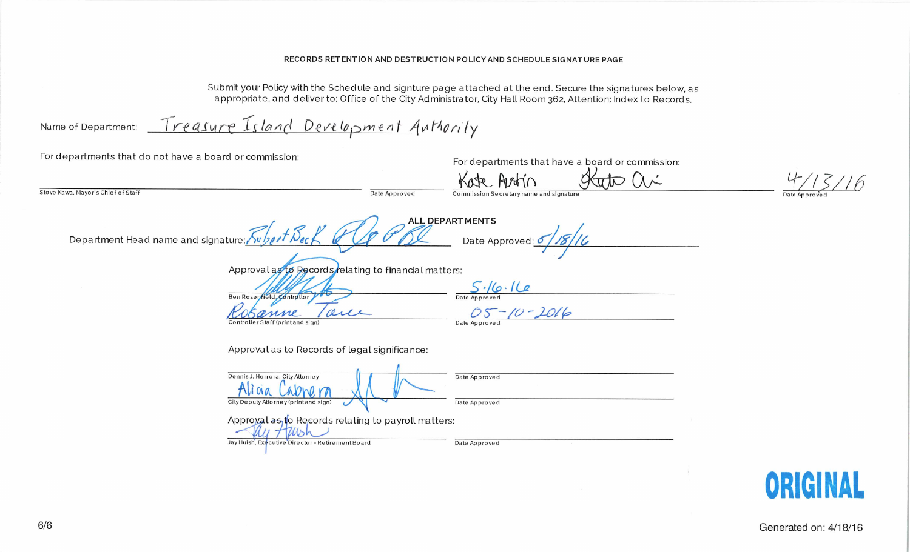# RECORDS RETENTION AND DESTRUCTION POLICY AND SCHEDULE SIGNATURE PAGE

Submit your Policy with the Schedule and signture page attached at the end. Secure the signatures below, as appropriate, and deliver to: Office of the City Administrator, City Hall Room 362, Attention: Index to Records.

Name of Department: Treasure Island Development Authority

For departments that do not have a board or commission:

Steve Kawa, Mayor's Chief of Staff

Date Approved

For departments that have a board or commission:

Kate Austin [signature]

Commission Secretary name and signature

4/13/16

Date Approved

**ALL DEPARTMENTS**

Department Head name and signature: Robert Beck [signature]

Date Approved: 5/18/16

Approval as to Records relating to financial matters:

[signature]

Ben Rosenfield, Controller

5.16.16

Date Approved

Roxanne Tam [signature]

Controller Staff (print and sign)

05-10-2016

Date Approved

Approval as to Records of legal significance:

Dennis J. Herrera, City Attorney

Date Approved

Alicia Cabrera [signature]

City Deputy Attorney (print and sign)

Date Approved

Approval as to Records relating to payroll matters:

Jay Huish [signature]

Jay Huish, Executive Director - Retirement Board

Date Approved

ORIGINAL

Generated on: 4/18/16